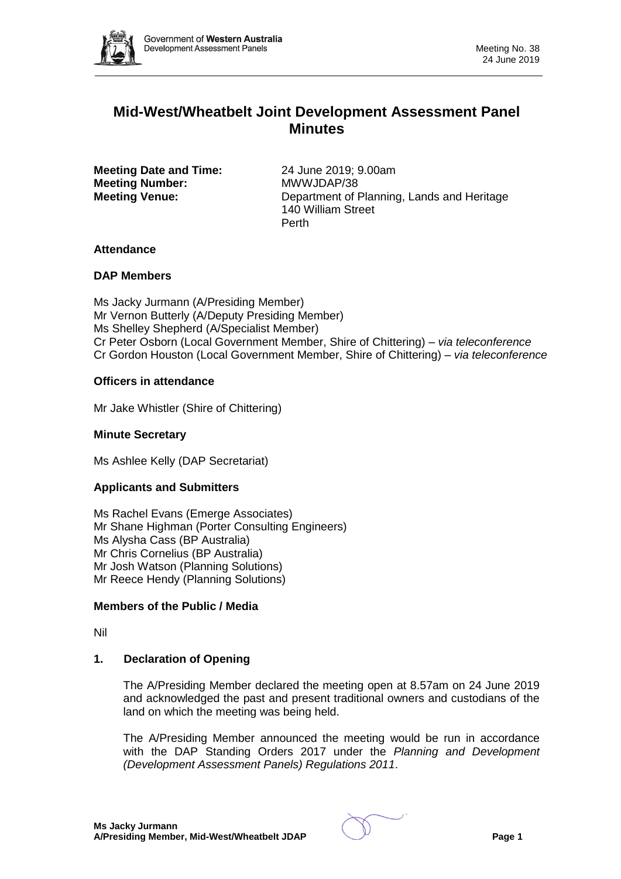# Mid-West/Wheatbelt Joint Development Assessment Panel Minutes

**Meeting Date and Time:** 24 June 2019; 9.00am
**Meeting Number:** MWWJDAP/38
**Meeting Venue:** Department of Planning, Lands and Heritage
140 William Street
Perth

## Attendance

### DAP Members

Ms Jacky Jurmann (A/Presiding Member)
Mr Vernon Butterly (A/Deputy Presiding Member)
Ms Shelley Shepherd (A/Specialist Member)
Cr Peter Osborn (Local Government Member, Shire of Chittering) – *via teleconference*
Cr Gordon Houston (Local Government Member, Shire of Chittering) – *via teleconference*

### Officers in attendance

Mr Jake Whistler (Shire of Chittering)

### Minute Secretary

Ms Ashlee Kelly (DAP Secretariat)

### Applicants and Submitters

Ms Rachel Evans (Emerge Associates)
Mr Shane Highman (Porter Consulting Engineers)
Ms Alysha Cass (BP Australia)
Mr Chris Cornelius (BP Australia)
Mr Josh Watson (Planning Solutions)
Mr Reece Hendy (Planning Solutions)

### Members of the Public / Media

Nil

## 1. Declaration of Opening

The A/Presiding Member declared the meeting open at 8.57am on 24 June 2019 and acknowledged the past and present traditional owners and custodians of the land on which the meeting was being held.

The A/Presiding Member announced the meeting would be run in accordance with the DAP Standing Orders 2017 under the *Planning and Development (Development Assessment Panels) Regulations 2011*.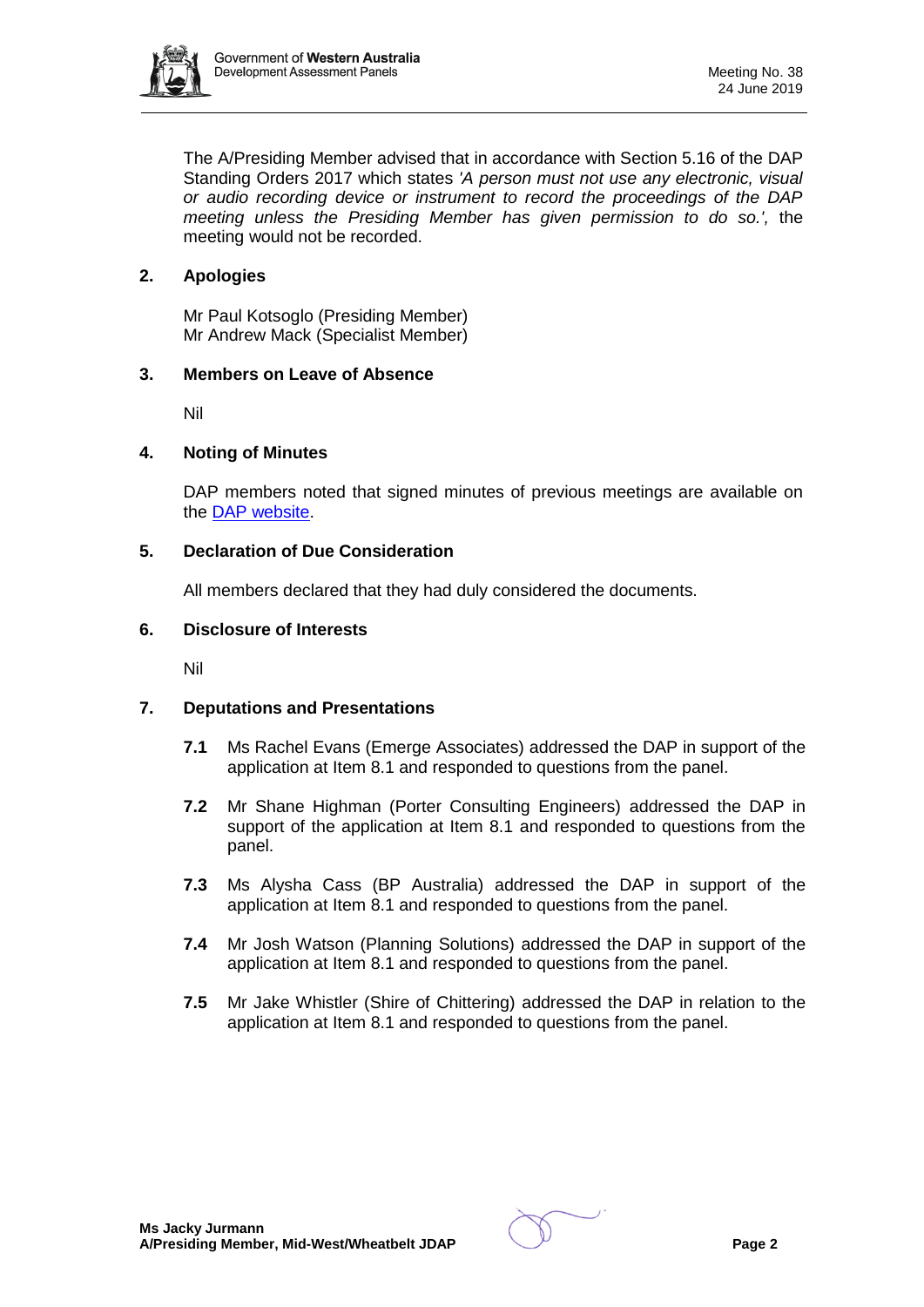The A/Presiding Member advised that in accordance with Section 5.16 of the DAP Standing Orders 2017 which states *'A person must not use any electronic, visual or audio recording device or instrument to record the proceedings of the DAP meeting unless the Presiding Member has given permission to do so.',* the meeting would not be recorded.

## 2. Apologies

Mr Paul Kotsoglo (Presiding Member)
Mr Andrew Mack (Specialist Member)

## 3. Members on Leave of Absence

Nil

## 4. Noting of Minutes

DAP members noted that signed minutes of previous meetings are available on the DAP website.

## 5. Declaration of Due Consideration

All members declared that they had duly considered the documents.

## 6. Disclosure of Interests

Nil

## 7. Deputations and Presentations

**7.1** Ms Rachel Evans (Emerge Associates) addressed the DAP in support of the application at Item 8.1 and responded to questions from the panel.

**7.2** Mr Shane Highman (Porter Consulting Engineers) addressed the DAP in support of the application at Item 8.1 and responded to questions from the panel.

**7.3** Ms Alysha Cass (BP Australia) addressed the DAP in support of the application at Item 8.1 and responded to questions from the panel.

**7.4** Mr Josh Watson (Planning Solutions) addressed the DAP in support of the application at Item 8.1 and responded to questions from the panel.

**7.5** Mr Jake Whistler (Shire of Chittering) addressed the DAP in relation to the application at Item 8.1 and responded to questions from the panel.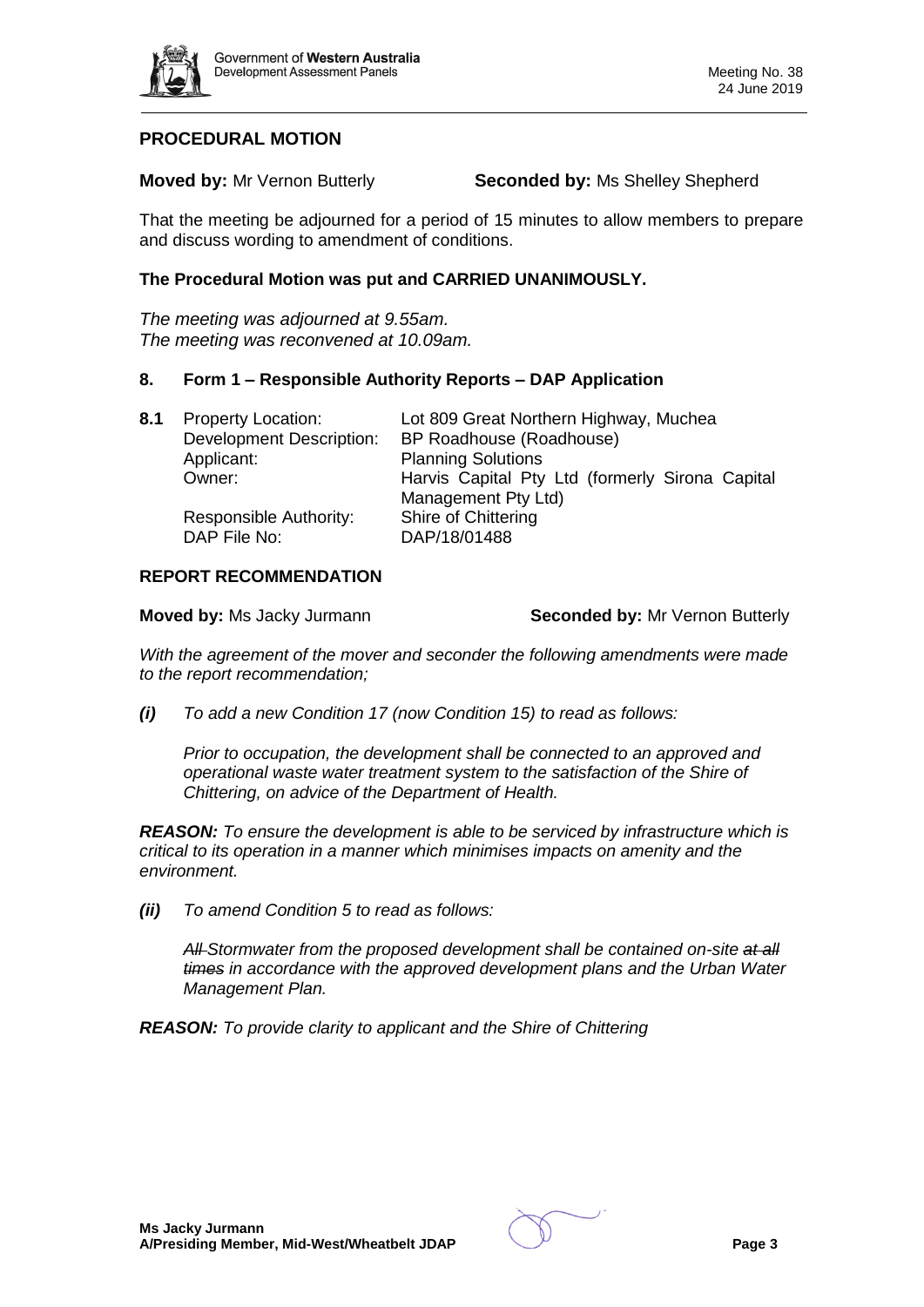## PROCEDURAL MOTION

**Moved by:** Mr Vernon Butterly **Seconded by:** Ms Shelley Shepherd

That the meeting be adjourned for a period of 15 minutes to allow members to prepare and discuss wording to amendment of conditions.

**The Procedural Motion was put and CARRIED UNANIMOUSLY.**

*The meeting was adjourned at 9.55am.*
*The meeting was reconvened at 10.09am.*

## 8. Form 1 – Responsible Authority Reports – DAP Application

| **8.1** | Property Location: | Lot 809 Great Northern Highway, Muchea |
|---|---|---|
| | Development Description: | BP Roadhouse (Roadhouse) |
| | Applicant: | Planning Solutions |
| | Owner: | Harvis Capital Pty Ltd (formerly Sirona Capital Management Pty Ltd) |
| | Responsible Authority: | Shire of Chittering |
| | DAP File No: | DAP/18/01488 |

## REPORT RECOMMENDATION

**Moved by:** Ms Jacky Jurmann **Seconded by:** Mr Vernon Butterly

*With the agreement of the mover and seconder the following amendments were made to the report recommendation;*

***(i)*** *To add a new Condition 17 (now Condition 15) to read as follows:*

*Prior to occupation, the development shall be connected to an approved and operational waste water treatment system to the satisfaction of the Shire of Chittering, on advice of the Department of Health.*

***REASON:*** *To ensure the development is able to be serviced by infrastructure which is critical to its operation in a manner which minimises impacts on amenity and the environment.*

***(ii)*** *To amend Condition 5 to read as follows:*

*~~All~~ Stormwater from the proposed development shall be contained on-site ~~at all times~~ in accordance with the approved development plans and the Urban Water Management Plan.*

***REASON:*** *To provide clarity to applicant and the Shire of Chittering*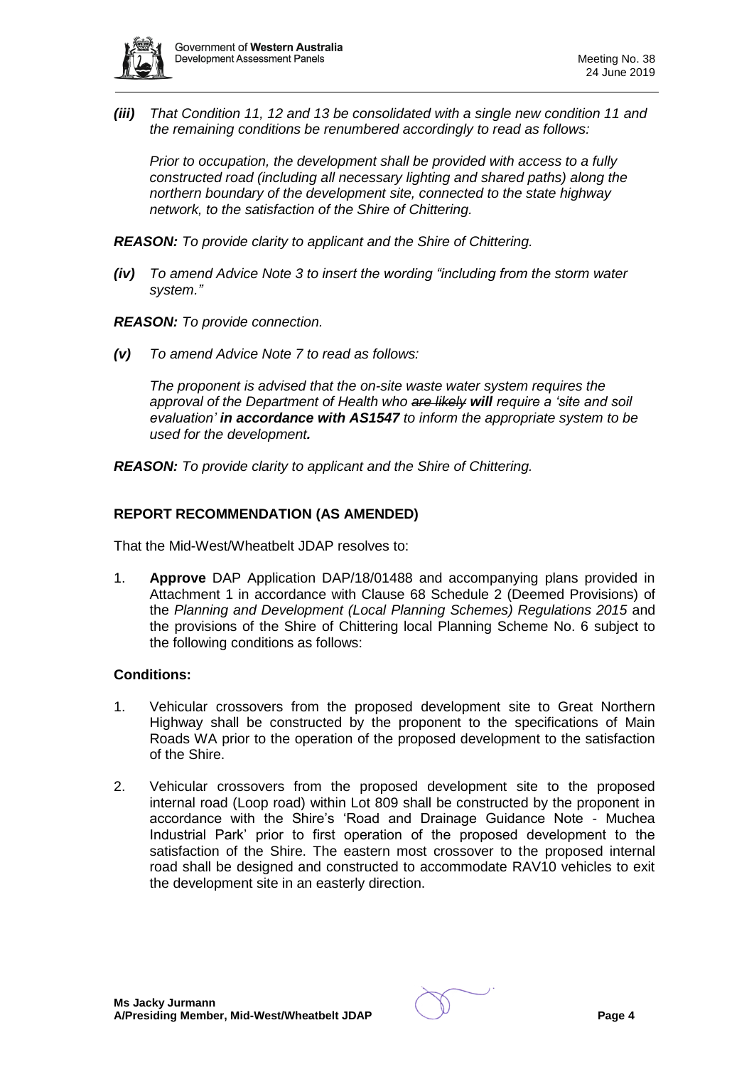***(iii)*** *That Condition 11, 12 and 13 be consolidated with a single new condition 11 and the remaining conditions be renumbered accordingly to read as follows:*

*Prior to occupation, the development shall be provided with access to a fully constructed road (including all necessary lighting and shared paths) along the northern boundary of the development site, connected to the state highway network, to the satisfaction of the Shire of Chittering.*

***REASON:*** *To provide clarity to applicant and the Shire of Chittering.*

***(iv)*** *To amend Advice Note 3 to insert the wording "including from the storm water system."*

***REASON:*** *To provide connection.*

***(v)*** *To amend Advice Note 7 to read as follows:*

*The proponent is advised that the on-site waste water system requires the approval of the Department of Health who ~~are likely~~* ***will*** *require a 'site and soil evaluation'* ***in accordance with AS1547*** *to inform the appropriate system to be used for the development**.***

***REASON:*** *To provide clarity to applicant and the Shire of Chittering.*

## REPORT RECOMMENDATION (AS AMENDED)

That the Mid-West/Wheatbelt JDAP resolves to:

1. **Approve** DAP Application DAP/18/01488 and accompanying plans provided in Attachment 1 in accordance with Clause 68 Schedule 2 (Deemed Provisions) of the *Planning and Development (Local Planning Schemes) Regulations 2015* and the provisions of the Shire of Chittering local Planning Scheme No. 6 subject to the following conditions as follows:

### Conditions:

1. Vehicular crossovers from the proposed development site to Great Northern Highway shall be constructed by the proponent to the specifications of Main Roads WA prior to the operation of the proposed development to the satisfaction of the Shire.

2. Vehicular crossovers from the proposed development site to the proposed internal road (Loop road) within Lot 809 shall be constructed by the proponent in accordance with the Shire's 'Road and Drainage Guidance Note - Muchea Industrial Park' prior to first operation of the proposed development to the satisfaction of the Shire. The eastern most crossover to the proposed internal road shall be designed and constructed to accommodate RAV10 vehicles to exit the development site in an easterly direction.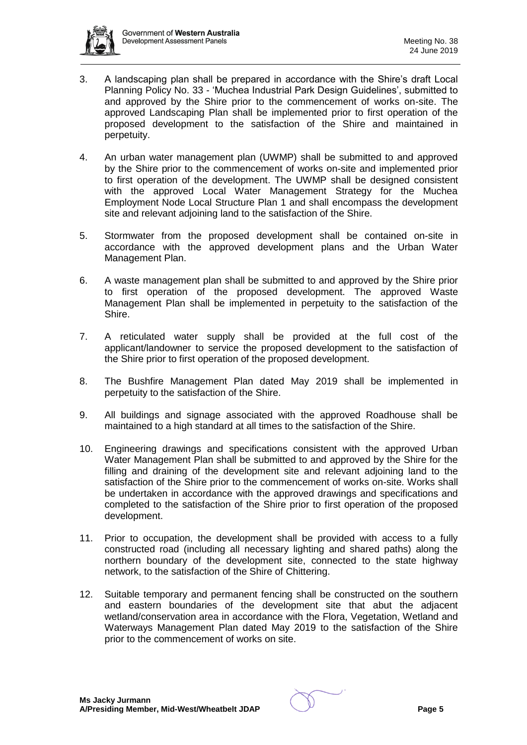3. A landscaping plan shall be prepared in accordance with the Shire's draft Local Planning Policy No. 33 - 'Muchea Industrial Park Design Guidelines', submitted to and approved by the Shire prior to the commencement of works on-site. The approved Landscaping Plan shall be implemented prior to first operation of the proposed development to the satisfaction of the Shire and maintained in perpetuity.

4. An urban water management plan (UWMP) shall be submitted to and approved by the Shire prior to the commencement of works on-site and implemented prior to first operation of the development. The UWMP shall be designed consistent with the approved Local Water Management Strategy for the Muchea Employment Node Local Structure Plan 1 and shall encompass the development site and relevant adjoining land to the satisfaction of the Shire.

5. Stormwater from the proposed development shall be contained on-site in accordance with the approved development plans and the Urban Water Management Plan.

6. A waste management plan shall be submitted to and approved by the Shire prior to first operation of the proposed development. The approved Waste Management Plan shall be implemented in perpetuity to the satisfaction of the Shire.

7. A reticulated water supply shall be provided at the full cost of the applicant/landowner to service the proposed development to the satisfaction of the Shire prior to first operation of the proposed development.

8. The Bushfire Management Plan dated May 2019 shall be implemented in perpetuity to the satisfaction of the Shire.

9. All buildings and signage associated with the approved Roadhouse shall be maintained to a high standard at all times to the satisfaction of the Shire.

10. Engineering drawings and specifications consistent with the approved Urban Water Management Plan shall be submitted to and approved by the Shire for the filling and draining of the development site and relevant adjoining land to the satisfaction of the Shire prior to the commencement of works on-site. Works shall be undertaken in accordance with the approved drawings and specifications and completed to the satisfaction of the Shire prior to first operation of the proposed development.

11. Prior to occupation, the development shall be provided with access to a fully constructed road (including all necessary lighting and shared paths) along the northern boundary of the development site, connected to the state highway network, to the satisfaction of the Shire of Chittering.

12. Suitable temporary and permanent fencing shall be constructed on the southern and eastern boundaries of the development site that abut the adjacent wetland/conservation area in accordance with the Flora, Vegetation, Wetland and Waterways Management Plan dated May 2019 to the satisfaction of the Shire prior to the commencement of works on site.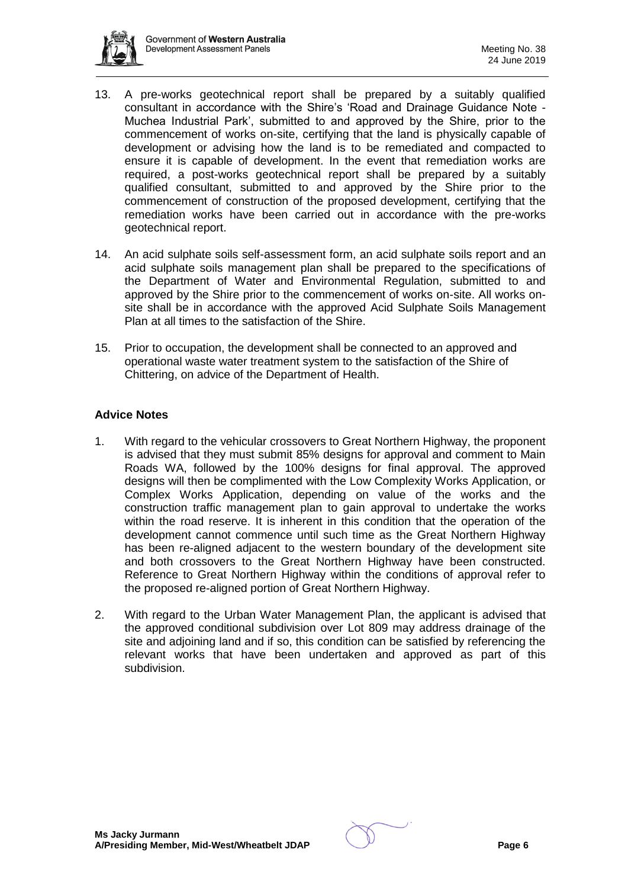13. A pre-works geotechnical report shall be prepared by a suitably qualified consultant in accordance with the Shire's 'Road and Drainage Guidance Note - Muchea Industrial Park', submitted to and approved by the Shire, prior to the commencement of works on-site, certifying that the land is physically capable of development or advising how the land is to be remediated and compacted to ensure it is capable of development. In the event that remediation works are required, a post-works geotechnical report shall be prepared by a suitably qualified consultant, submitted to and approved by the Shire prior to the commencement of construction of the proposed development, certifying that the remediation works have been carried out in accordance with the pre-works geotechnical report.

14. An acid sulphate soils self-assessment form, an acid sulphate soils report and an acid sulphate soils management plan shall be prepared to the specifications of the Department of Water and Environmental Regulation, submitted to and approved by the Shire prior to the commencement of works on-site. All works on-site shall be in accordance with the approved Acid Sulphate Soils Management Plan at all times to the satisfaction of the Shire.

15. Prior to occupation, the development shall be connected to an approved and operational waste water treatment system to the satisfaction of the Shire of Chittering, on advice of the Department of Health.

**Advice Notes**

1. With regard to the vehicular crossovers to Great Northern Highway, the proponent is advised that they must submit 85% designs for approval and comment to Main Roads WA, followed by the 100% designs for final approval. The approved designs will then be complimented with the Low Complexity Works Application, or Complex Works Application, depending on value of the works and the construction traffic management plan to gain approval to undertake the works within the road reserve. It is inherent in this condition that the operation of the development cannot commence until such time as the Great Northern Highway has been re-aligned adjacent to the western boundary of the development site and both crossovers to the Great Northern Highway have been constructed. Reference to Great Northern Highway within the conditions of approval refer to the proposed re-aligned portion of Great Northern Highway.

2. With regard to the Urban Water Management Plan, the applicant is advised that the approved conditional subdivision over Lot 809 may address drainage of the site and adjoining land and if so, this condition can be satisfied by referencing the relevant works that have been undertaken and approved as part of this subdivision.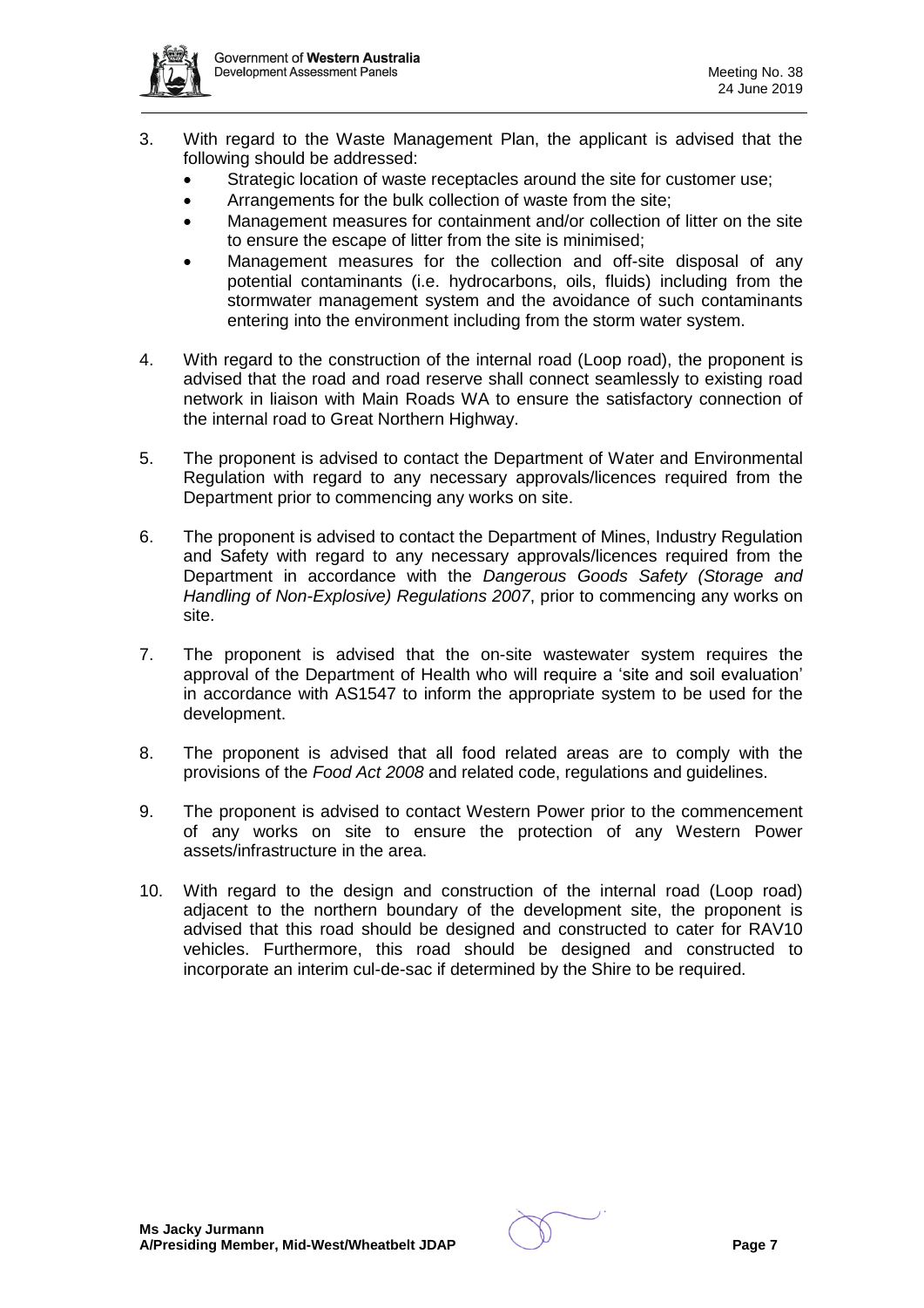3. With regard to the Waste Management Plan, the applicant is advised that the following should be addressed:
   - Strategic location of waste receptacles around the site for customer use;
   - Arrangements for the bulk collection of waste from the site;
   - Management measures for containment and/or collection of litter on the site to ensure the escape of litter from the site is minimised;
   - Management measures for the collection and off-site disposal of any potential contaminants (i.e. hydrocarbons, oils, fluids) including from the stormwater management system and the avoidance of such contaminants entering into the environment including from the storm water system.

4. With regard to the construction of the internal road (Loop road), the proponent is advised that the road and road reserve shall connect seamlessly to existing road network in liaison with Main Roads WA to ensure the satisfactory connection of the internal road to Great Northern Highway.

5. The proponent is advised to contact the Department of Water and Environmental Regulation with regard to any necessary approvals/licences required from the Department prior to commencing any works on site.

6. The proponent is advised to contact the Department of Mines, Industry Regulation and Safety with regard to any necessary approvals/licences required from the Department in accordance with the *Dangerous Goods Safety (Storage and Handling of Non-Explosive) Regulations 2007*, prior to commencing any works on site.

7. The proponent is advised that the on-site wastewater system requires the approval of the Department of Health who will require a 'site and soil evaluation' in accordance with AS1547 to inform the appropriate system to be used for the development.

8. The proponent is advised that all food related areas are to comply with the provisions of the *Food Act 2008* and related code, regulations and guidelines.

9. The proponent is advised to contact Western Power prior to the commencement of any works on site to ensure the protection of any Western Power assets/infrastructure in the area.

10. With regard to the design and construction of the internal road (Loop road) adjacent to the northern boundary of the development site, the proponent is advised that this road should be designed and constructed to cater for RAV10 vehicles. Furthermore, this road should be designed and constructed to incorporate an interim cul-de-sac if determined by the Shire to be required.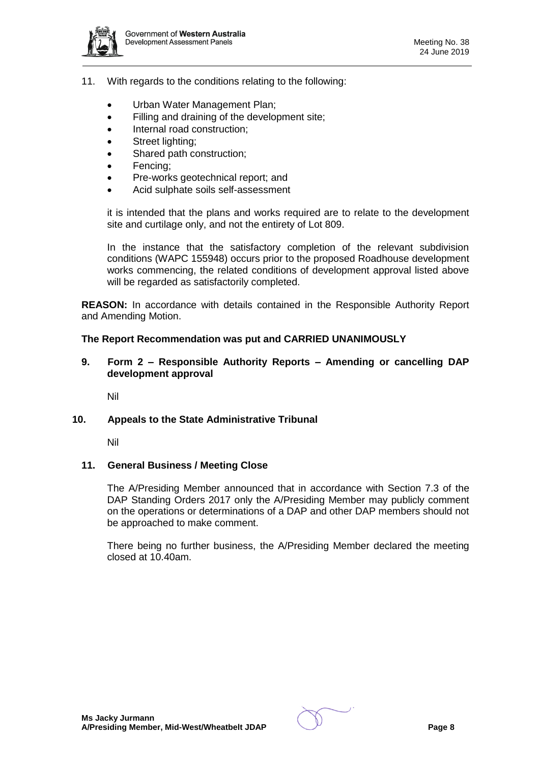11. With regards to the conditions relating to the following:

    - Urban Water Management Plan;
    - Filling and draining of the development site;
    - Internal road construction;
    - Street lighting;
    - Shared path construction;
    - Fencing;
    - Pre-works geotechnical report; and
    - Acid sulphate soils self-assessment

    it is intended that the plans and works required are to relate to the development site and curtilage only, and not the entirety of Lot 809.

    In the instance that the satisfactory completion of the relevant subdivision conditions (WAPC 155948) occurs prior to the proposed Roadhouse development works commencing, the related conditions of development approval listed above will be regarded as satisfactorily completed.

**REASON:** In accordance with details contained in the Responsible Authority Report and Amending Motion.

**The Report Recommendation was put and CARRIED UNANIMOUSLY**

## 9. Form 2 – Responsible Authority Reports – Amending or cancelling DAP development approval

Nil

## 10. Appeals to the State Administrative Tribunal

Nil

## 11. General Business / Meeting Close

The A/Presiding Member announced that in accordance with Section 7.3 of the DAP Standing Orders 2017 only the A/Presiding Member may publicly comment on the operations or determinations of a DAP and other DAP members should not be approached to make comment.

There being no further business, the A/Presiding Member declared the meeting closed at 10.40am.

**Ms Jacky Jurmann**
**A/Presiding Member, Mid-West/Wheatbelt JDAP**